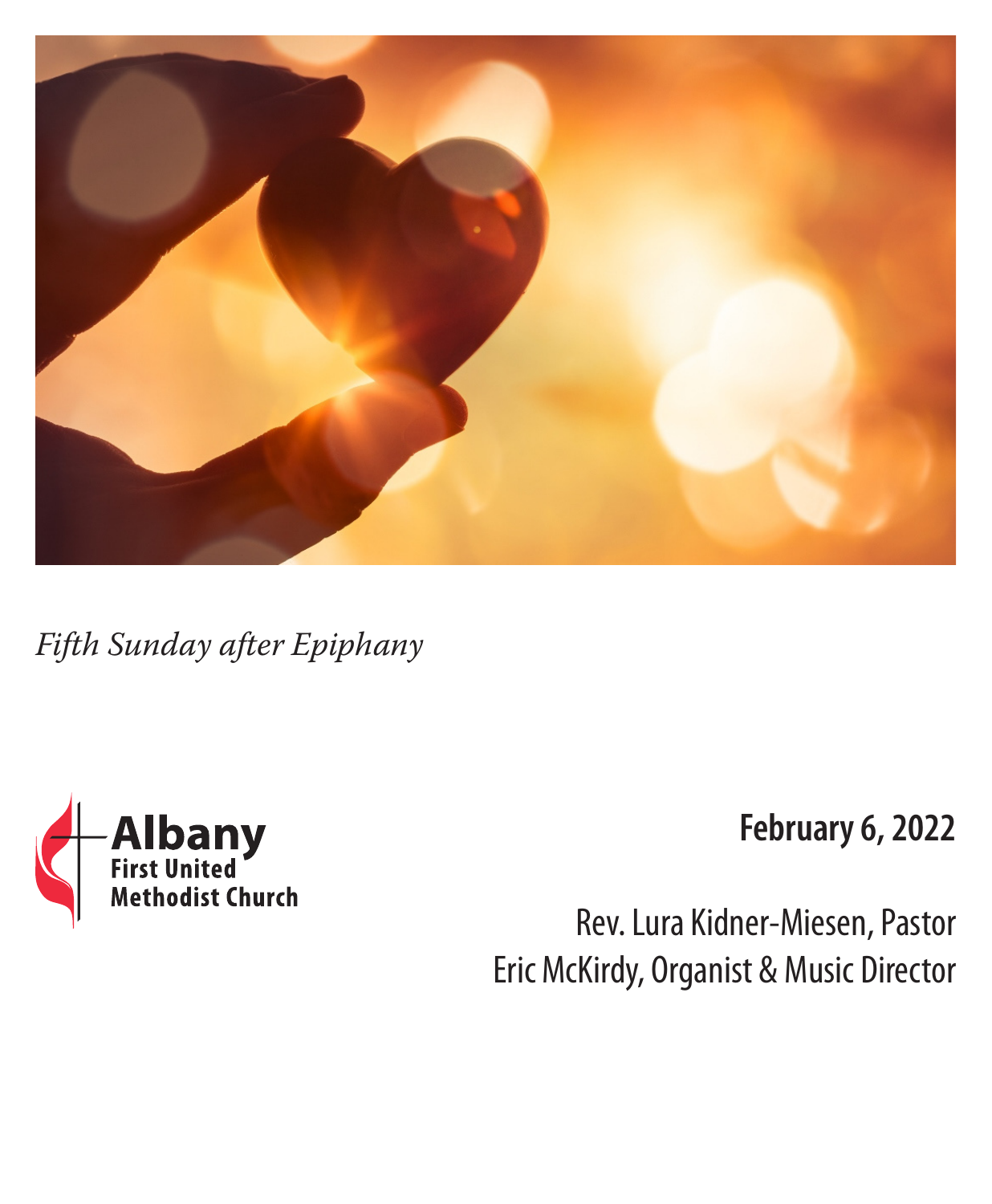*Fifth Sunday after Epiphany*

**Albany**
**First United Methodist Church**

**February 6, 2022**

Rev. Lura Kidner-Miesen, Pastor
Eric McKirdy, Organist & Music Director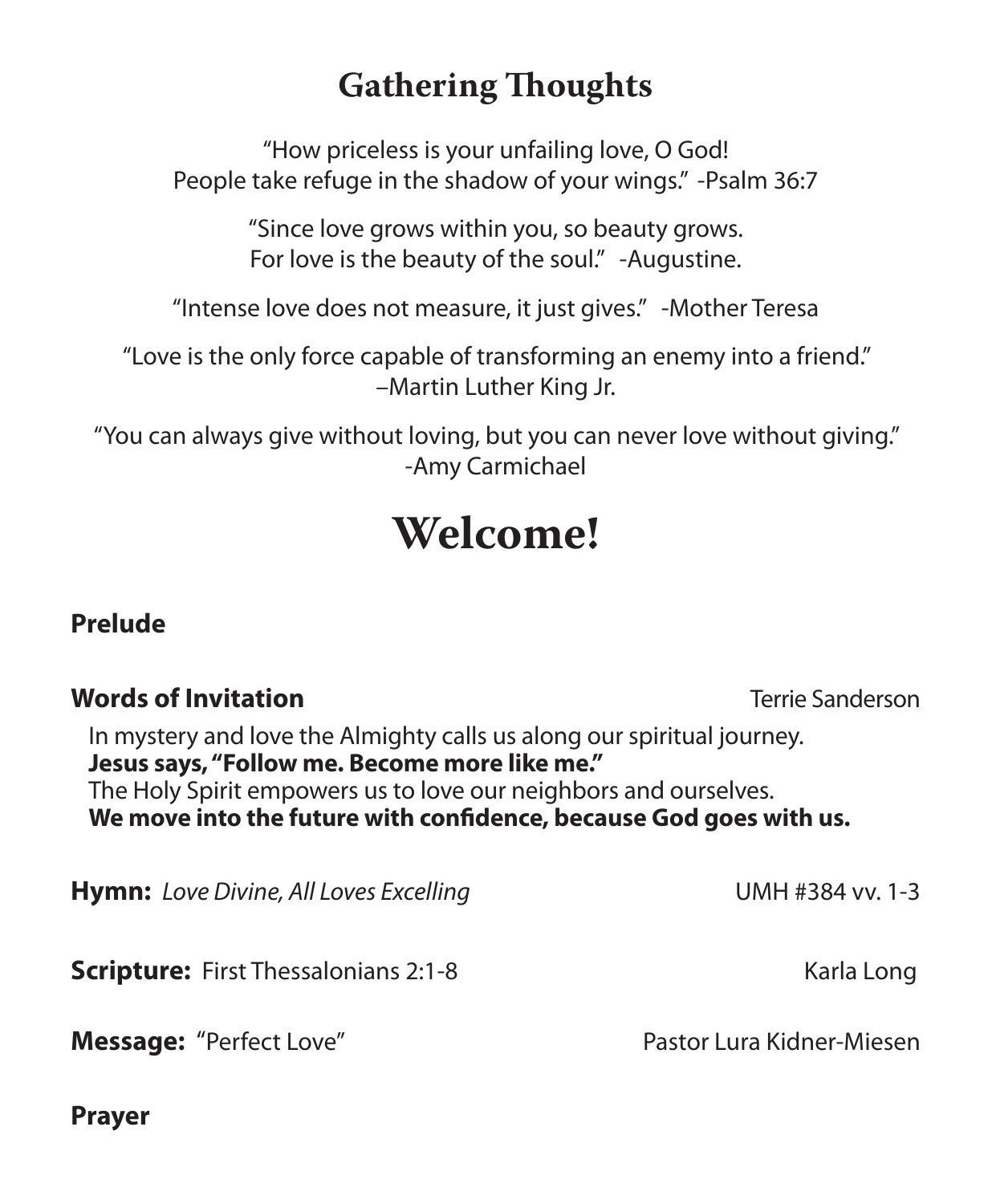## Gathering Thoughts

"How priceless is your unfailing love, O God!
People take refuge in the shadow of your wings." -Psalm 36:7

"Since love grows within you, so beauty grows.
For love is the beauty of the soul." -Augustine.

"Intense love does not measure, it just gives." -Mother Teresa

"Love is the only force capable of transforming an enemy into a friend."
–Martin Luther King Jr.

"You can always give without loving, but you can never love without giving."
-Amy Carmichael

# Welcome!

**Prelude**

**Words of Invitation** Terrie Sanderson

In mystery and love the Almighty calls us along our spiritual journey.
**Jesus says, "Follow me. Become more like me."**
The Holy Spirit empowers us to love our neighbors and ourselves.
**We move into the future with confidence, because God goes with us.**

**Hymn:** *Love Divine, All Loves Excelling* UMH #384 vv. 1-3

**Scripture:** First Thessalonians 2:1-8 Karla Long

**Message:** "Perfect Love" Pastor Lura Kidner-Miesen

**Prayer**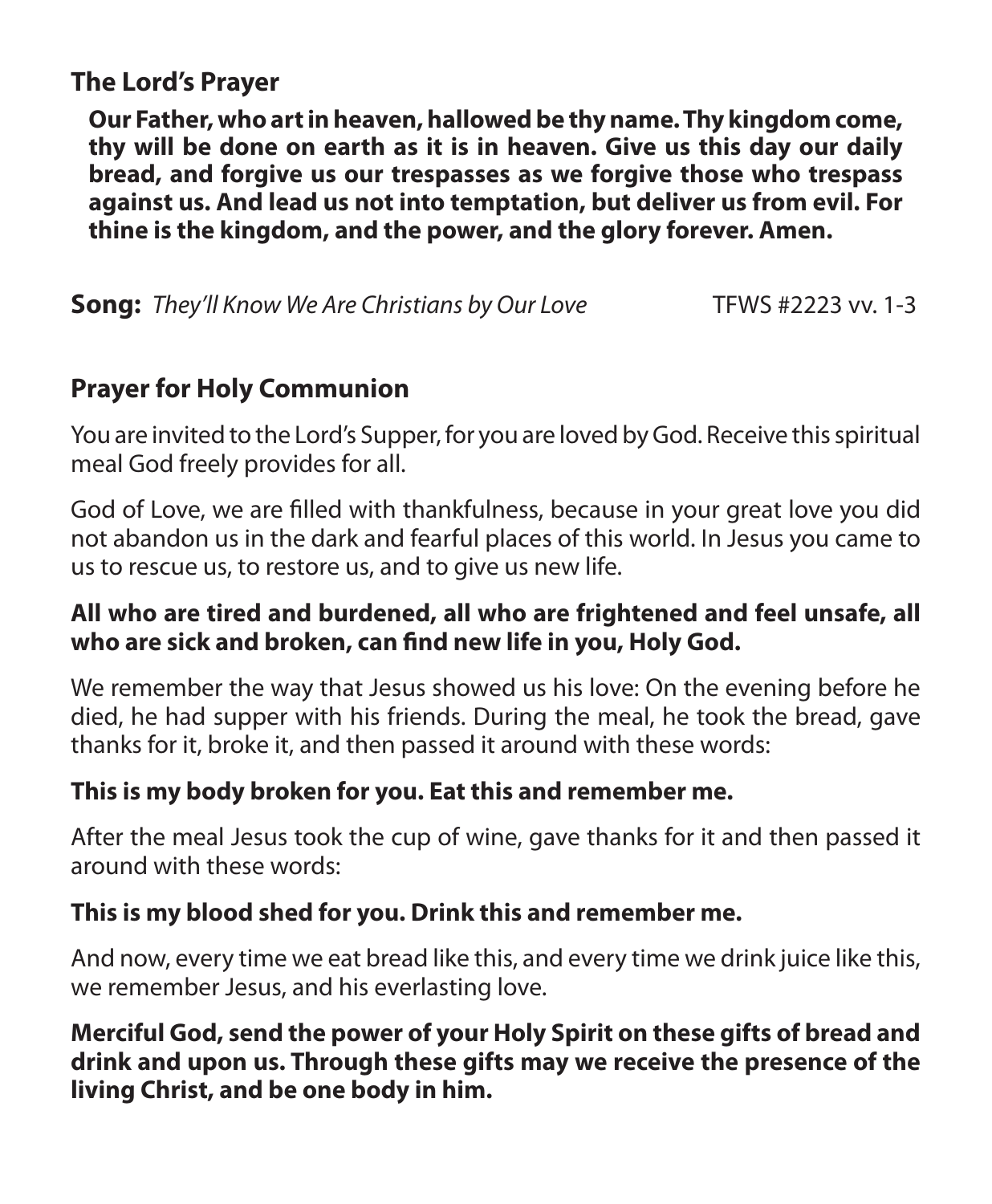## The Lord's Prayer

**Our Father, who art in heaven, hallowed be thy name. Thy kingdom come, thy will be done on earth as it is in heaven. Give us this day our daily bread, and forgive us our trespasses as we forgive those who trespass against us. And lead us not into temptation, but deliver us from evil. For thine is the kingdom, and the power, and the glory forever. Amen.**

**Song:** *They'll Know We Are Christians by Our Love* TFWS #2223 vv. 1-3

## Prayer for Holy Communion

You are invited to the Lord's Supper, for you are loved by God. Receive this spiritual meal God freely provides for all.

God of Love, we are filled with thankfulness, because in your great love you did not abandon us in the dark and fearful places of this world. In Jesus you came to us to rescue us, to restore us, and to give us new life.

**All who are tired and burdened, all who are frightened and feel unsafe, all who are sick and broken, can find new life in you, Holy God.**

We remember the way that Jesus showed us his love: On the evening before he died, he had supper with his friends. During the meal, he took the bread, gave thanks for it, broke it, and then passed it around with these words:

**This is my body broken for you. Eat this and remember me.**

After the meal Jesus took the cup of wine, gave thanks for it and then passed it around with these words:

**This is my blood shed for you. Drink this and remember me.**

And now, every time we eat bread like this, and every time we drink juice like this, we remember Jesus, and his everlasting love.

**Merciful God, send the power of your Holy Spirit on these gifts of bread and drink and upon us. Through these gifts may we receive the presence of the living Christ, and be one body in him.**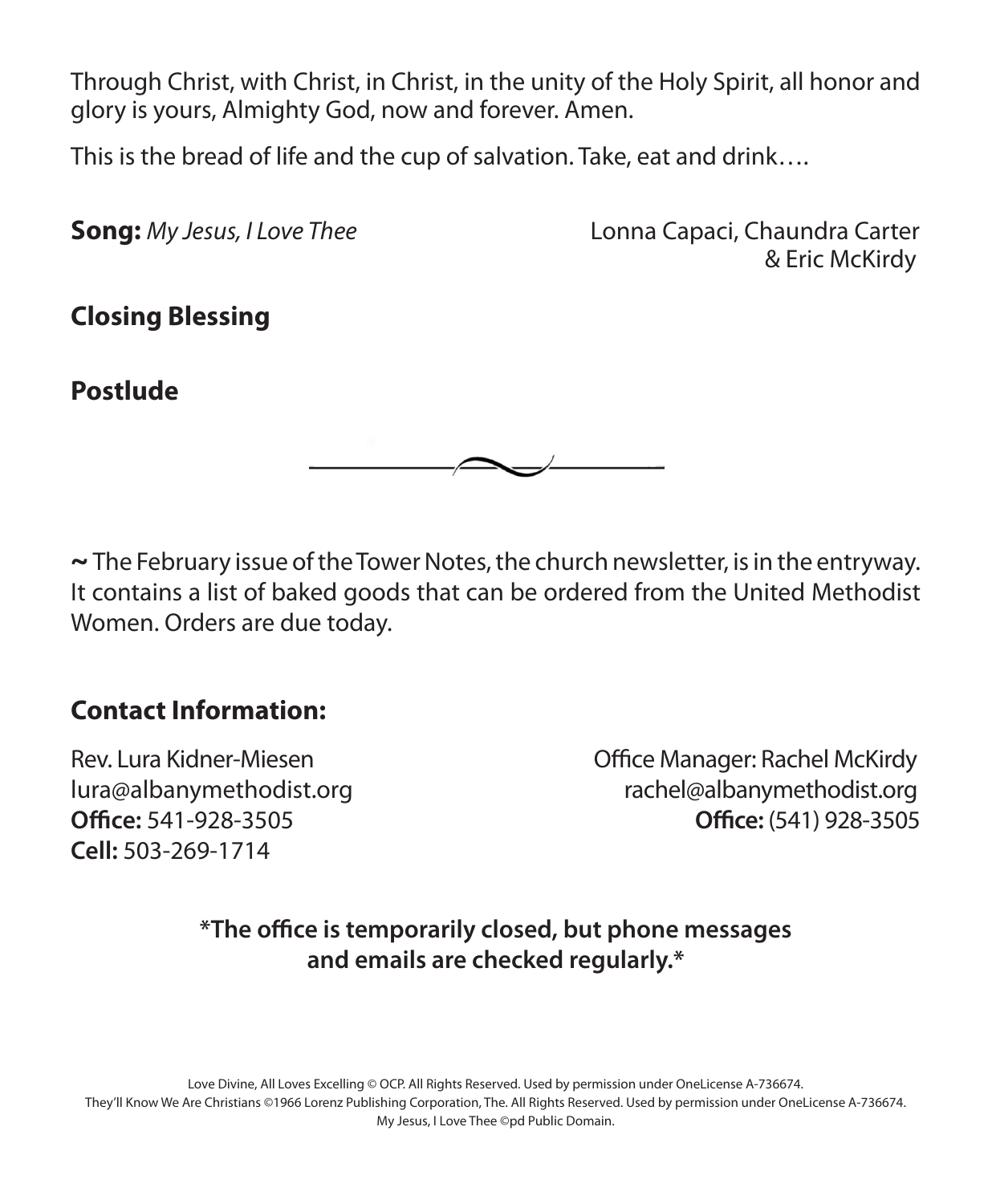Through Christ, with Christ, in Christ, in the unity of the Holy Spirit, all honor and glory is yours, Almighty God, now and forever. Amen.

This is the bread of life and the cup of salvation. Take, eat and drink….

**Song:** *My Jesus, I Love Thee* — Lonna Capaci, Chaundra Carter & Eric McKirdy

**Closing Blessing**

**Postlude**

---

**~** The February issue of the Tower Notes, the church newsletter, is in the entryway. It contains a list of baked goods that can be ordered from the United Methodist Women. Orders are due today.

## Contact Information:

Rev. Lura Kidner-Miesen
lura@albanymethodist.org
**Office:** 541-928-3505
**Cell:** 503-269-1714

Office Manager: Rachel McKirdy
rachel@albanymethodist.org
**Office:** (541) 928-3505

**\*The office is temporarily closed, but phone messages and emails are checked regularly.\***

Love Divine, All Loves Excelling © OCP. All Rights Reserved. Used by permission under OneLicense A-736674.
They'll Know We Are Christians ©1966 Lorenz Publishing Corporation, The. All Rights Reserved. Used by permission under OneLicense A-736674.
My Jesus, I Love Thee ©pd Public Domain.